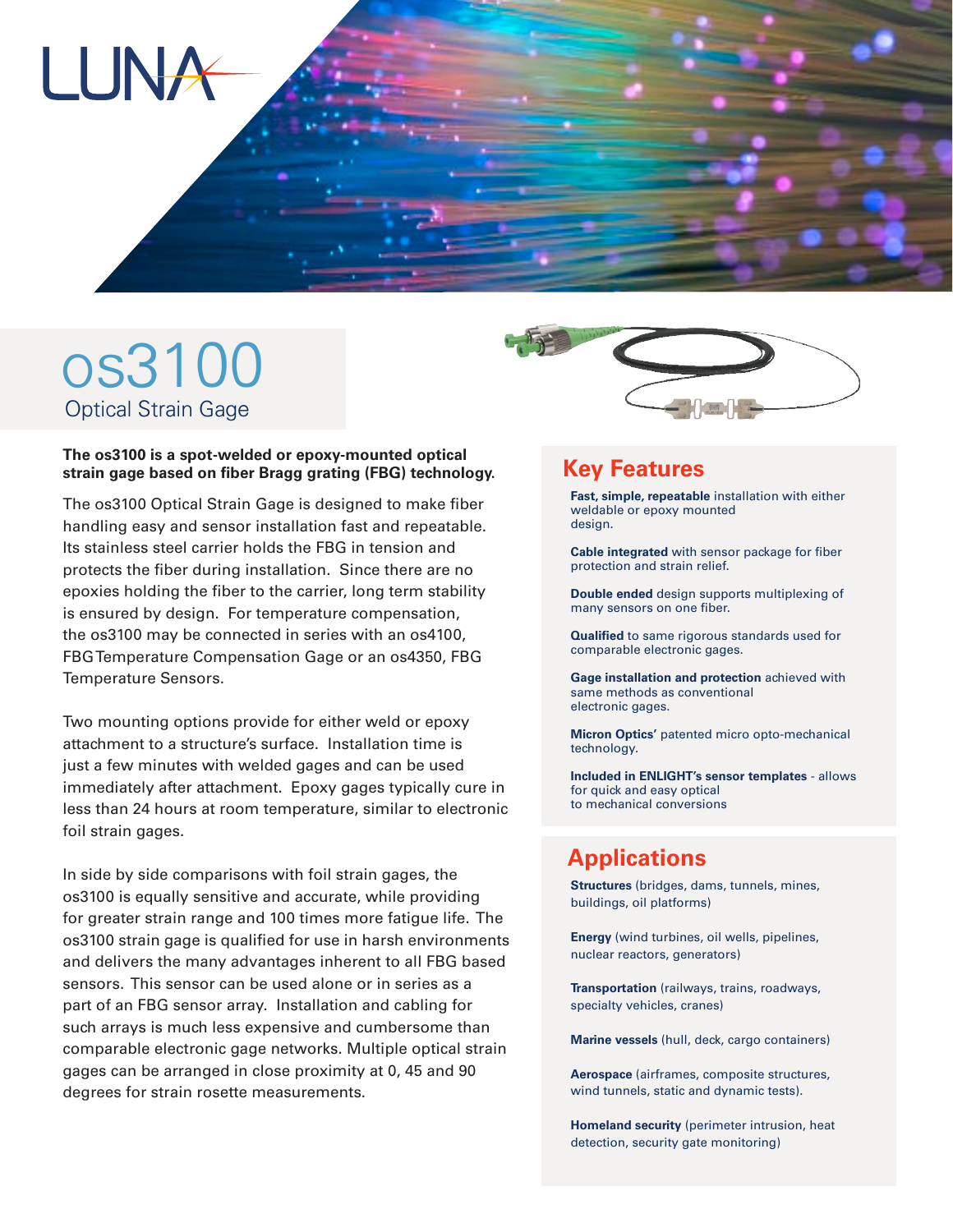LUNA

# os3100

## Optical Strain Gage

**The os3100 is a spot-welded or epoxy-mounted optical strain gage based on fiber Bragg grating (FBG) technology.**

The os3100 Optical Strain Gage is designed to make fiber handling easy and sensor installation fast and repeatable. Its stainless steel carrier holds the FBG in tension and protects the fiber during installation. Since there are no epoxies holding the fiber to the carrier, long term stability is ensured by design. For temperature compensation, the os3100 may be connected in series with an os4100, FBG Temperature Compensation Gage or an os4350, FBG Temperature Sensors.

Two mounting options provide for either weld or epoxy attachment to a structure's surface. Installation time is just a few minutes with welded gages and can be used immediately after attachment. Epoxy gages typically cure in less than 24 hours at room temperature, similar to electronic foil strain gages.

In side by side comparisons with foil strain gages, the os3100 is equally sensitive and accurate, while providing for greater strain range and 100 times more fatigue life. The os3100 strain gage is qualified for use in harsh environments and delivers the many advantages inherent to all FBG based sensors. This sensor can be used alone or in series as a part of an FBG sensor array. Installation and cabling for such arrays is much less expensive and cumbersome than comparable electronic gage networks. Multiple optical strain gages can be arranged in close proximity at 0, 45 and 90 degrees for strain rosette measurements.

## Key Features

**Fast, simple, repeatable** installation with either weldable or epoxy mounted design.

**Cable integrated** with sensor package for fiber protection and strain relief.

**Double ended** design supports multiplexing of many sensors on one fiber.

**Qualified** to same rigorous standards used for comparable electronic gages.

**Gage installation and protection** achieved with same methods as conventional electronic gages.

**Micron Optics'** patented micro opto-mechanical technology.

**Included in ENLIGHT's sensor templates** - allows for quick and easy optical to mechanical conversions

## Applications

**Structures** (bridges, dams, tunnels, mines, buildings, oil platforms)

**Energy** (wind turbines, oil wells, pipelines, nuclear reactors, generators)

**Transportation** (railways, trains, roadways, specialty vehicles, cranes)

**Marine vessels** (hull, deck, cargo containers)

**Aerospace** (airframes, composite structures, wind tunnels, static and dynamic tests).

**Homeland security** (perimeter intrusion, heat detection, security gate monitoring)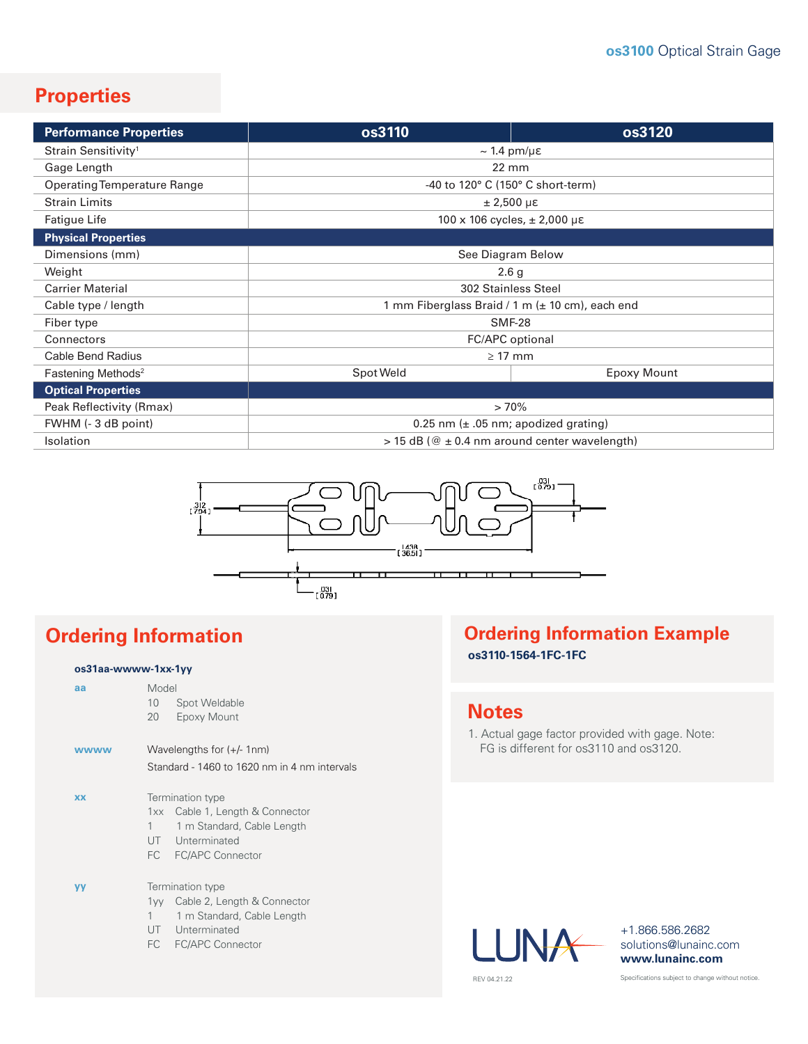## Properties

| Performance Properties | os3110 | os3120 |
|---|---|---|
| Strain Sensitivity[1] | ~ 1.4 pm/με | |
| Gage Length | 22 mm | |
| Operating Temperature Range | -40 to 120° C (150° C short-term) | |
| Strain Limits | ± 2,500 με | |
| Fatigue Life | 100 x 106 cycles, ± 2,000 με | |
| **Physical Properties** | | |
| Dimensions (mm) | See Diagram Below | |
| Weight | 2.6 g | |
| Carrier Material | 302 Stainless Steel | |
| Cable type / length | 1 mm Fiberglass Braid / 1 m (± 10 cm), each end | |
| Fiber type | SMF-28 | |
| Connectors | FC/APC optional | |
| Cable Bend Radius | ≥ 17 mm | |
| Fastening Methods[2] | Spot Weld | Epoxy Mount |
| **Optical Properties** | | |
| Peak Reflectivity (Rmax) | > 70% | |
| FWHM (- 3 dB point) | 0.25 nm (± .05 nm; apodized grating) | |
| Isolation | > 15 dB (@ ± 0.4 nm around center wavelength) | |

.312 [7.94]

.031 [0.79]

1.438 [36.51]

.031 [0.79]

## Ordering Information

**os31aa-wwww-1xx-1yy**

**aa** — Model
- 10 Spot Weldable
- 20 Epoxy Mount

**wwww** — Wavelengths for (+/- 1nm)
- Standard - 1460 to 1620 nm in 4 nm intervals

**xx** — Termination type
- 1xx Cable 1, Length & Connector
- 1 1 m Standard, Cable Length
- UT Unterminated
- FC FC/APC Connector

**yy** — Termination type
- 1yy Cable 2, Length & Connector
- 1 1 m Standard, Cable Length
- UT Unterminated
- FC FC/APC Connector

## Ordering Information Example

**os3110-1564-1FC-1FC**

## Notes

1. Actual gage factor provided with gage. Note: FG is different for os3110 and os3120.

LUNA

+1.866.586.2682
solutions@lunainc.com
**www.lunainc.com**

REV 04.21.22

Specifications subject to change without notice.